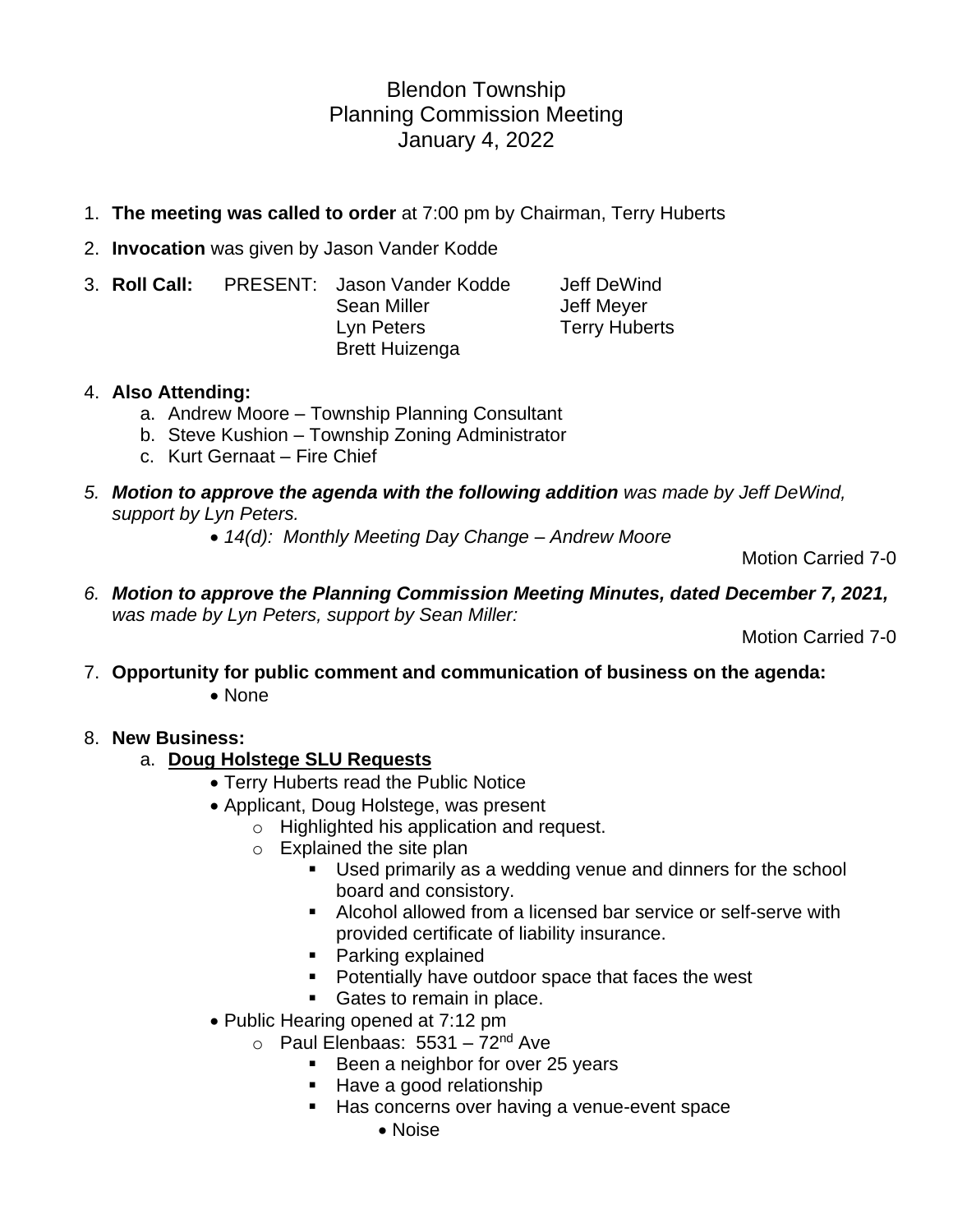# Blendon Township
## Planning Commission Meeting
## January 4, 2022

1. **The meeting was called to order** at 7:00 pm by Chairman, Terry Huberts
2. **Invocation** was given by Jason Vander Kodde
3. **Roll Call:** PRESENT: Jason Vander Kodde, Jeff DeWind, Sean Miller, Jeff Meyer, Lyn Peters, Terry Huberts, Brett Huizenga
4. **Also Attending:**
   a. Andrew Moore – Township Planning Consultant
   b. Steve Kushion – Township Zoning Administrator
   c. Kurt Gernaat – Fire Chief
5. ***Motion to approve the agenda with the following addition*** *was made by Jeff DeWind, support by Lyn Peters.*
   - *14(d): Monthly Meeting Day Change – Andrew Moore*

   Motion Carried 7-0
6. ***Motion to approve the Planning Commission Meeting Minutes, dated December 7, 2021,*** *was made by Lyn Peters, support by Sean Miller:*

   Motion Carried 7-0
7. **Opportunity for public comment and communication of business on the agenda:**
   - None
8. **New Business:**
   a. **<u>Doug Holstege SLU Requests</u>**
   - Terry Huberts read the Public Notice
   - Applicant, Doug Holstege, was present
     - Highlighted his application and request.
     - Explained the site plan
       - Used primarily as a wedding venue and dinners for the school board and consistory.
       - Alcohol allowed from a licensed bar service or self-serve with provided certificate of liability insurance.
       - Parking explained
       - Potentially have outdoor space that faces the west
       - Gates to remain in place.
   - Public Hearing opened at 7:12 pm
     - Paul Elenbaas: 5531 – 72nd Ave
       - Been a neighbor for over 25 years
       - Have a good relationship
       - Has concerns over having a venue-event space
         - Noise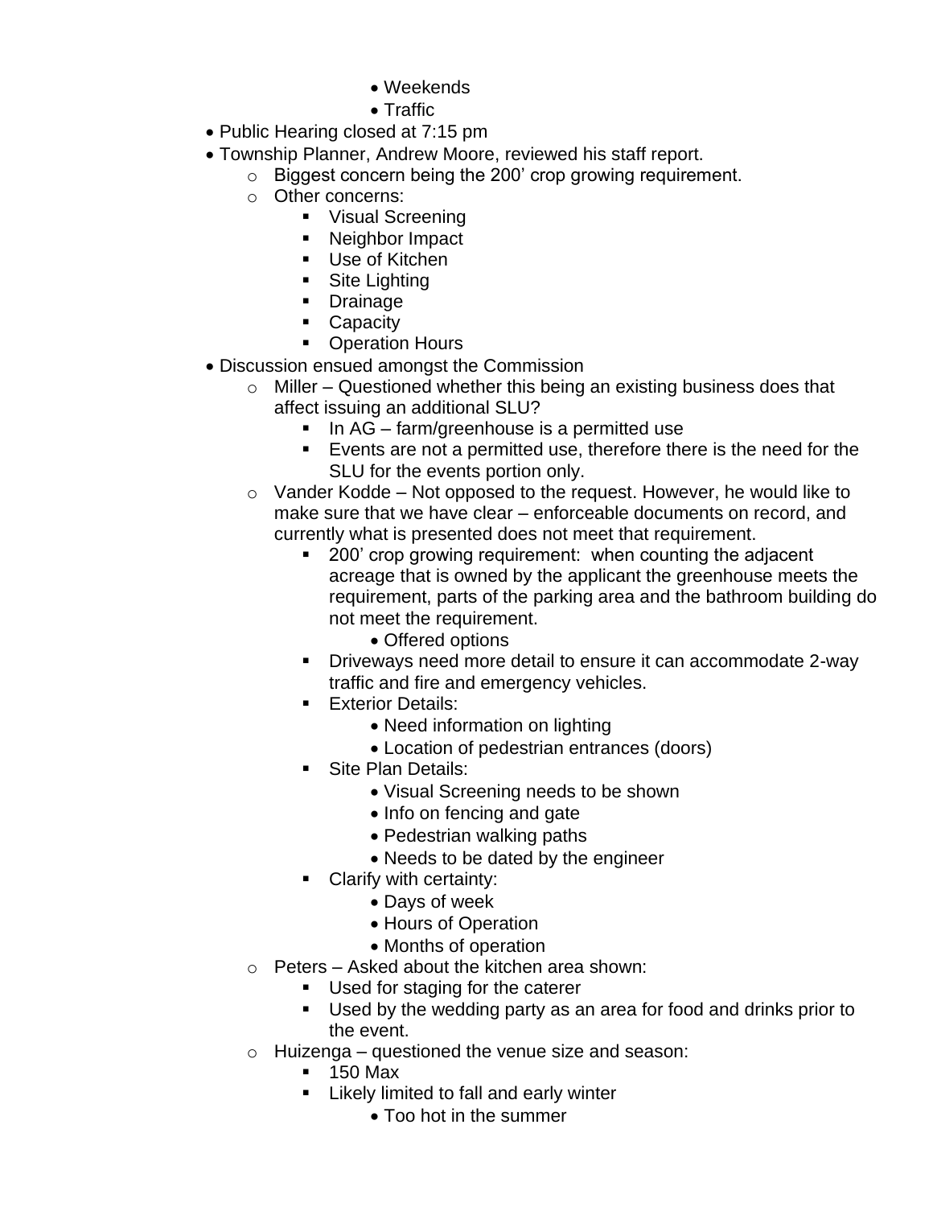- Weekends
        - Traffic
- Public Hearing closed at 7:15 pm
- Township Planner, Andrew Moore, reviewed his staff report.
    - Biggest concern being the 200' crop growing requirement.
    - Other concerns:
        - Visual Screening
        - Neighbor Impact
        - Use of Kitchen
        - Site Lighting
        - Drainage
        - Capacity
        - Operation Hours
- Discussion ensued amongst the Commission
    - Miller – Questioned whether this being an existing business does that affect issuing an additional SLU?
        - In AG – farm/greenhouse is a permitted use
        - Events are not a permitted use, therefore there is the need for the SLU for the events portion only.
    - Vander Kodde – Not opposed to the request. However, he would like to make sure that we have clear – enforceable documents on record, and currently what is presented does not meet that requirement.
        - 200' crop growing requirement: when counting the adjacent acreage that is owned by the applicant the greenhouse meets the requirement, parts of the parking area and the bathroom building do not meet the requirement.
            - Offered options
        - Driveways need more detail to ensure it can accommodate 2-way traffic and fire and emergency vehicles.
        - Exterior Details:
            - Need information on lighting
            - Location of pedestrian entrances (doors)
        - Site Plan Details:
            - Visual Screening needs to be shown
            - Info on fencing and gate
            - Pedestrian walking paths
            - Needs to be dated by the engineer
        - Clarify with certainty:
            - Days of week
            - Hours of Operation
            - Months of operation
    - Peters – Asked about the kitchen area shown:
        - Used for staging for the caterer
        - Used by the wedding party as an area for food and drinks prior to the event.
    - Huizenga – questioned the venue size and season:
        - 150 Max
        - Likely limited to fall and early winter
            - Too hot in the summer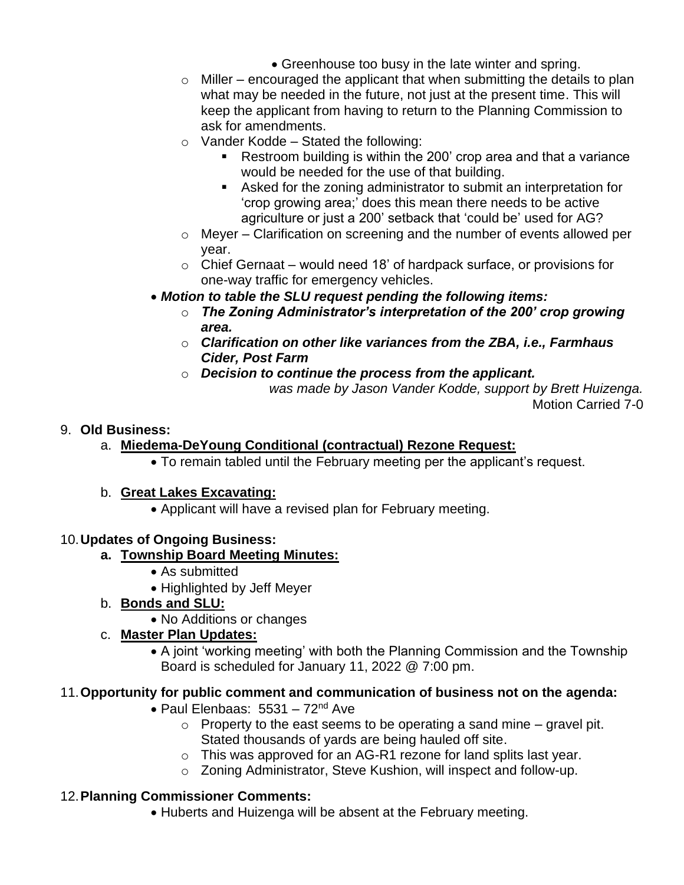- Greenhouse too busy in the late winter and spring.
    - Miller – encouraged the applicant that when submitting the details to plan what may be needed in the future, not just at the present time. This will keep the applicant from having to return to the Planning Commission to ask for amendments.
    - Vander Kodde – Stated the following:
        - Restroom building is within the 200' crop area and that a variance would be needed for the use of that building.
        - Asked for the zoning administrator to submit an interpretation for 'crop growing area;' does this mean there needs to be active agriculture or just a 200' setback that 'could be' used for AG?
    - Meyer – Clarification on screening and the number of events allowed per year.
    - Chief Gernaat – would need 18' of hardpack surface, or provisions for one-way traffic for emergency vehicles.
- ***Motion to table the SLU request pending the following items:***
    - ***The Zoning Administrator's interpretation of the 200' crop growing area.***
    - ***Clarification on other like variances from the ZBA, i.e., Farmhaus Cider, Post Farm***
    - ***Decision to continue the process from the applicant.***

      *was made by Jason Vander Kodde, support by Brett Huizenga.*

      Motion Carried 7-0

9. **Old Business:**
    a. **Miedema-DeYoung Conditional (contractual) Rezone Request:**
        - To remain tabled until the February meeting per the applicant's request.

    b. **Great Lakes Excavating:**
        - Applicant will have a revised plan for February meeting.

10. **Updates of Ongoing Business:**
    a. **Township Board Meeting Minutes:**
        - As submitted
        - Highlighted by Jeff Meyer

    b. **Bonds and SLU:**
        - No Additions or changes

    c. **Master Plan Updates:**
        - A joint 'working meeting' with both the Planning Commission and the Township Board is scheduled for January 11, 2022 @ 7:00 pm.

11. **Opportunity for public comment and communication of business not on the agenda:**
    - Paul Elenbaas: 5531 – 72nd Ave
        - Property to the east seems to be operating a sand mine – gravel pit. Stated thousands of yards are being hauled off site.
        - This was approved for an AG-R1 rezone for land splits last year.
        - Zoning Administrator, Steve Kushion, will inspect and follow-up.

12. **Planning Commissioner Comments:**
    - Huberts and Huizenga will be absent at the February meeting.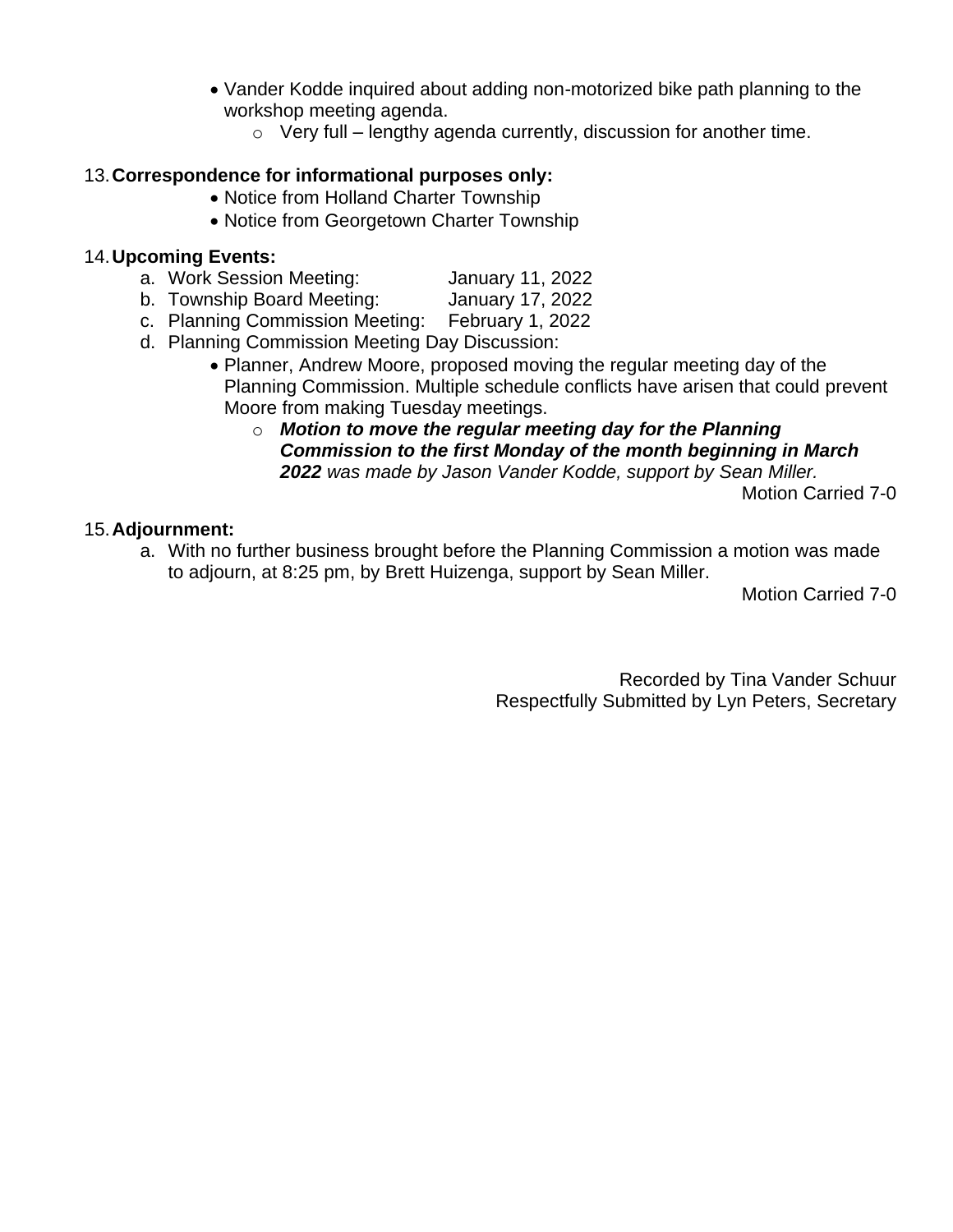- Vander Kodde inquired about adding non-motorized bike path planning to the workshop meeting agenda.
  - Very full – lengthy agenda currently, discussion for another time.

13. **Correspondence for informational purposes only:**
    - Notice from Holland Charter Township
    - Notice from Georgetown Charter Township

14. **Upcoming Events:**
    a. Work Session Meeting: January 11, 2022
    b. Township Board Meeting: January 17, 2022
    c. Planning Commission Meeting: February 1, 2022
    d. Planning Commission Meeting Day Discussion:
       - Planner, Andrew Moore, proposed moving the regular meeting day of the Planning Commission. Multiple schedule conflicts have arisen that could prevent Moore from making Tuesday meetings.
         - ***Motion to move the regular meeting day for the Planning Commission to the first Monday of the month beginning in March 2022*** *was made by Jason Vander Kodde, support by Sean Miller.*

Motion Carried 7-0

15. **Adjournment:**
    a. With no further business brought before the Planning Commission a motion was made to adjourn, at 8:25 pm, by Brett Huizenga, support by Sean Miller.

Motion Carried 7-0

Recorded by Tina Vander Schuur
Respectfully Submitted by Lyn Peters, Secretary